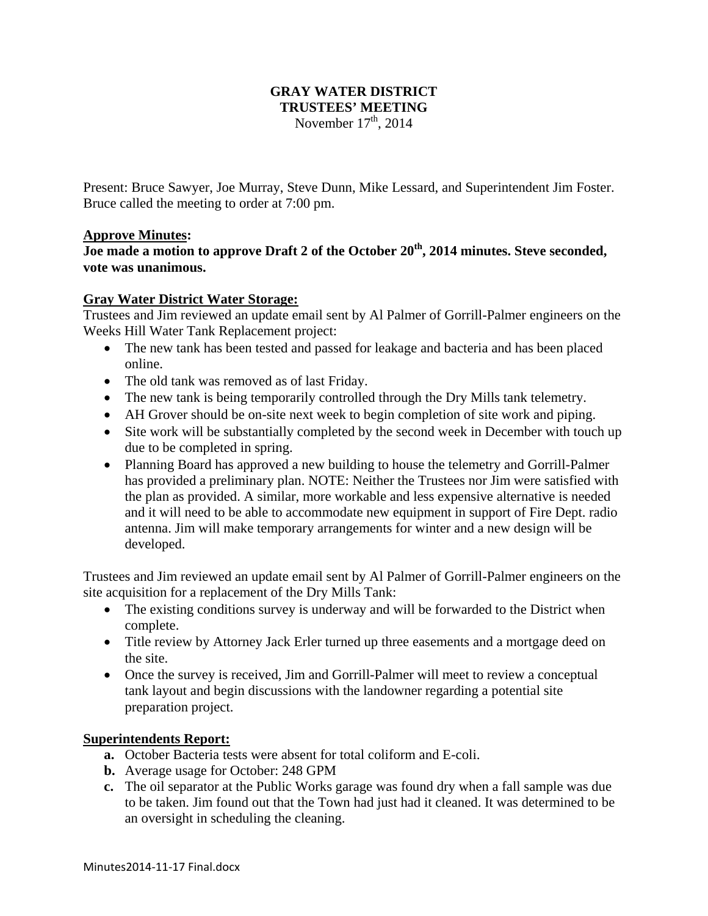**GRAY WATER DISTRICT**
**TRUSTEES' MEETING**
November 17th, 2014

Present: Bruce Sawyer, Joe Murray, Steve Dunn, Mike Lessard, and Superintendent Jim Foster. Bruce called the meeting to order at 7:00 pm.

**Approve Minutes:**

**Joe made a motion to approve Draft 2 of the October 20th, 2014 minutes. Steve seconded, vote was unanimous.**

**Gray Water District Water Storage:**

Trustees and Jim reviewed an update email sent by Al Palmer of Gorrill-Palmer engineers on the Weeks Hill Water Tank Replacement project:

- The new tank has been tested and passed for leakage and bacteria and has been placed online.
- The old tank was removed as of last Friday.
- The new tank is being temporarily controlled through the Dry Mills tank telemetry.
- AH Grover should be on-site next week to begin completion of site work and piping.
- Site work will be substantially completed by the second week in December with touch up due to be completed in spring.
- Planning Board has approved a new building to house the telemetry and Gorrill-Palmer has provided a preliminary plan. NOTE: Neither the Trustees nor Jim were satisfied with the plan as provided. A similar, more workable and less expensive alternative is needed and it will need to be able to accommodate new equipment in support of Fire Dept. radio antenna. Jim will make temporary arrangements for winter and a new design will be developed.

Trustees and Jim reviewed an update email sent by Al Palmer of Gorrill-Palmer engineers on the site acquisition for a replacement of the Dry Mills Tank:

- The existing conditions survey is underway and will be forwarded to the District when complete.
- Title review by Attorney Jack Erler turned up three easements and a mortgage deed on the site.
- Once the survey is received, Jim and Gorrill-Palmer will meet to review a conceptual tank layout and begin discussions with the landowner regarding a potential site preparation project.

**Superintendents Report:**

**a.** October Bacteria tests were absent for total coliform and E-coli.

**b.** Average usage for October: 248 GPM

**c.** The oil separator at the Public Works garage was found dry when a fall sample was due to be taken. Jim found out that the Town had just had it cleaned. It was determined to be an oversight in scheduling the cleaning.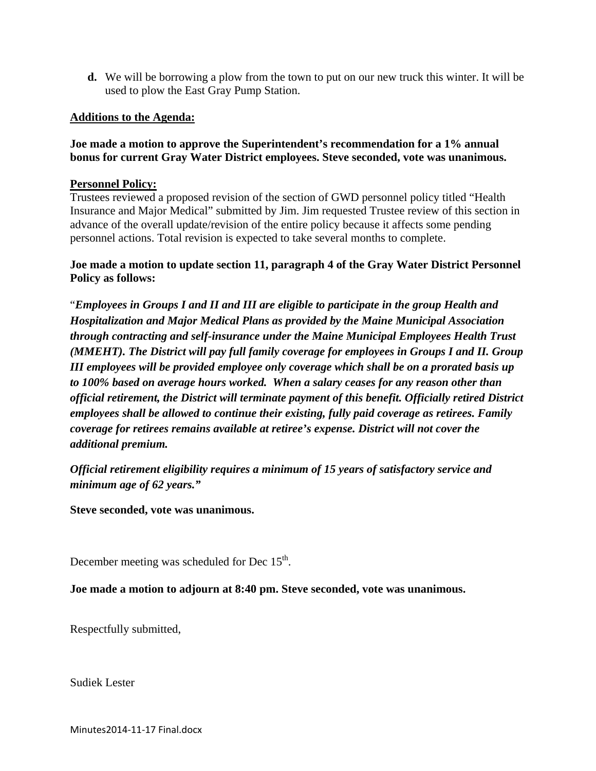**d.** We will be borrowing a plow from the town to put on our new truck this winter. It will be used to plow the East Gray Pump Station.

**Additions to the Agenda:**

**Joe made a motion to approve the Superintendent's recommendation for a 1% annual bonus for current Gray Water District employees. Steve seconded, vote was unanimous.**

**Personnel Policy:**

Trustees reviewed a proposed revision of the section of GWD personnel policy titled "Health Insurance and Major Medical" submitted by Jim. Jim requested Trustee review of this section in advance of the overall update/revision of the entire policy because it affects some pending personnel actions. Total revision is expected to take several months to complete.

**Joe made a motion to update section 11, paragraph 4 of the Gray Water District Personnel Policy as follows:**

"***Employees in Groups I and II and III are eligible to participate in the group Health and Hospitalization and Major Medical Plans as provided by the Maine Municipal Association through contracting and self-insurance under the Maine Municipal Employees Health Trust (MMEHT). The District will pay full family coverage for employees in Groups I and II. Group III employees will be provided employee only coverage which shall be on a prorated basis up to 100% based on average hours worked. When a salary ceases for any reason other than official retirement, the District will terminate payment of this benefit. Officially retired District employees shall be allowed to continue their existing, fully paid coverage as retirees. Family coverage for retirees remains available at retiree's expense. District will not cover the additional premium.***

***Official retirement eligibility requires a minimum of 15 years of satisfactory service and minimum age of 62 years."***

**Steve seconded, vote was unanimous.**

December meeting was scheduled for Dec 15th.

**Joe made a motion to adjourn at 8:40 pm. Steve seconded, vote was unanimous.**

Respectfully submitted,

Sudiek Lester

Minutes2014-11-17 Final.docx